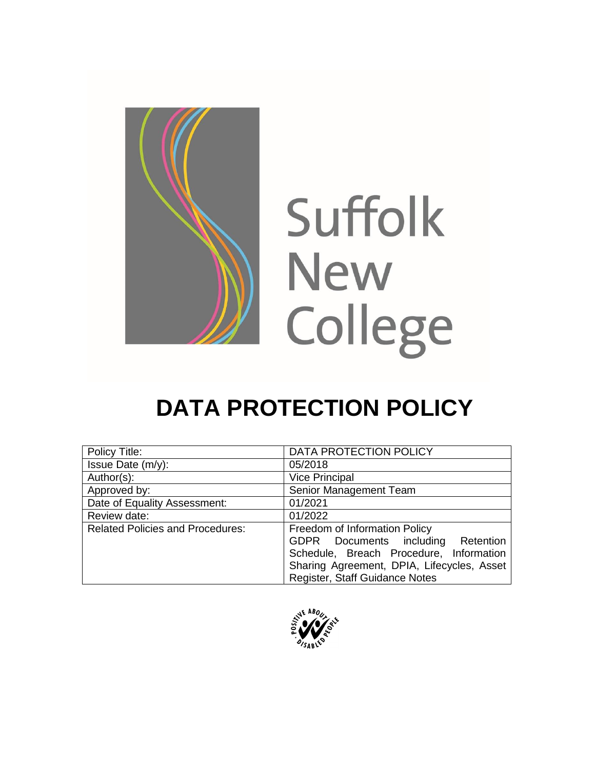Suffolk New College

# DATA PROTECTION POLICY

| Policy Title: | DATA PROTECTION POLICY |
|---|---|
| Issue Date (m/y): | 05/2018 |
| Author(s): | Vice Principal |
| Approved by: | Senior Management Team |
| Date of Equality Assessment: | 01/2021 |
| Review date: | 01/2022 |
| Related Policies and Procedures: | Freedom of Information Policy<br>GDPR Documents including Retention Schedule, Breach Procedure, Information Sharing Agreement, DPIA, Lifecycles, Asset Register, Staff Guidance Notes |

POSITIVE ABOUT DISABLED PEOPLE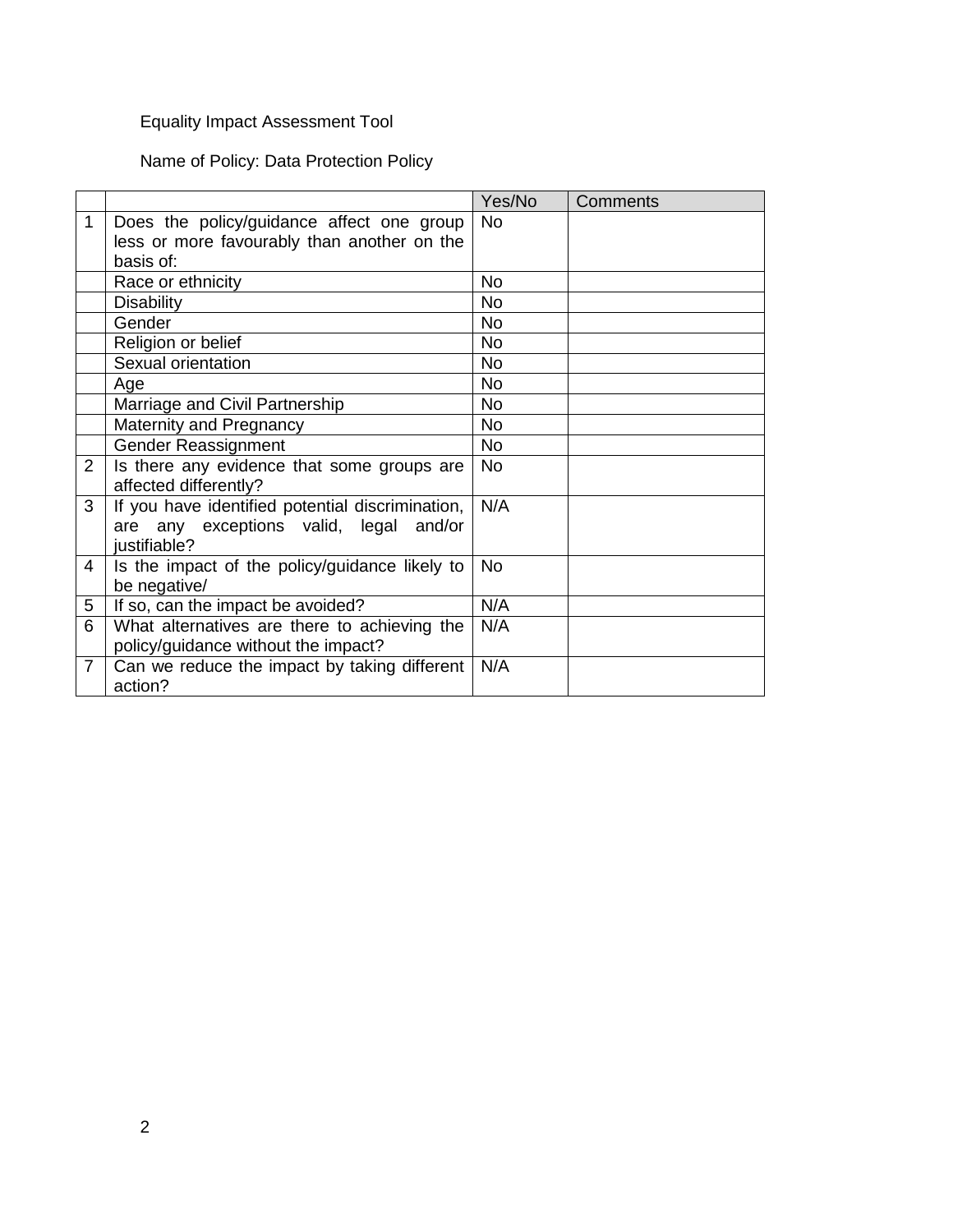Equality Impact Assessment Tool

Name of Policy: Data Protection Policy

| | | Yes/No | Comments |
|---|---|---|---|
| 1 | Does the policy/guidance affect one group less or more favourably than another on the basis of: | No | |
| | Race or ethnicity | No | |
| | Disability | No | |
| | Gender | No | |
| | Religion or belief | No | |
| | Sexual orientation | No | |
| | Age | No | |
| | Marriage and Civil Partnership | No | |
| | Maternity and Pregnancy | No | |
| | Gender Reassignment | No | |
| 2 | Is there any evidence that some groups are affected differently? | No | |
| 3 | If you have identified potential discrimination, are any exceptions valid, legal and/or justifiable? | N/A | |
| 4 | Is the impact of the policy/guidance likely to be negative/ | No | |
| 5 | If so, can the impact be avoided? | N/A | |
| 6 | What alternatives are there to achieving the policy/guidance without the impact? | N/A | |
| 7 | Can we reduce the impact by taking different action? | N/A | |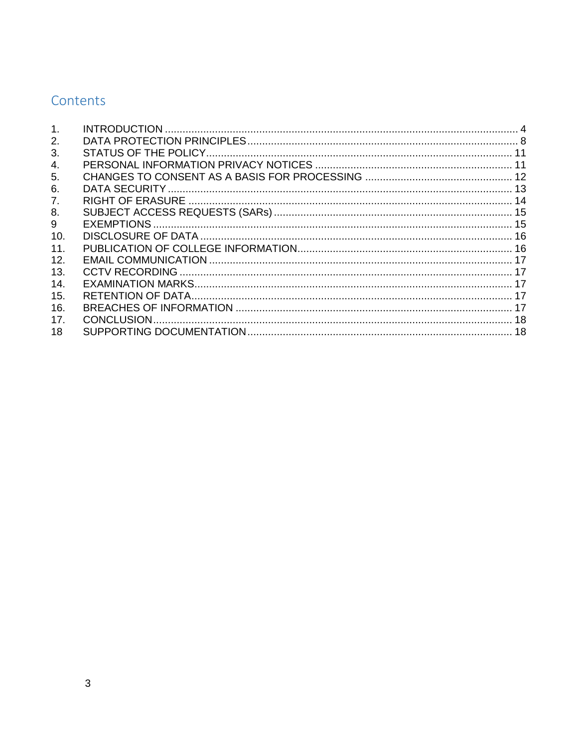## Contents

| | | |
|---|---|---|
| 1. | INTRODUCTION | 4 |
| 2. | DATA PROTECTION PRINCIPLES | 8 |
| 3. | STATUS OF THE POLICY | 11 |
| 4. | PERSONAL INFORMATION PRIVACY NOTICES | 11 |
| 5. | CHANGES TO CONSENT AS A BASIS FOR PROCESSING | 12 |
| 6. | DATA SECURITY | 13 |
| 7. | RIGHT OF ERASURE | 14 |
| 8. | SUBJECT ACCESS REQUESTS (SARs) | 15 |
| 9 | EXEMPTIONS | 15 |
| 10. | DISCLOSURE OF DATA | 16 |
| 11. | PUBLICATION OF COLLEGE INFORMATION | 16 |
| 12. | EMAIL COMMUNICATION | 17 |
| 13. | CCTV RECORDING | 17 |
| 14. | EXAMINATION MARKS | 17 |
| 15. | RETENTION OF DATA | 17 |
| 16. | BREACHES OF INFORMATION | 17 |
| 17. | CONCLUSION | 18 |
| 18 | SUPPORTING DOCUMENTATION | 18 |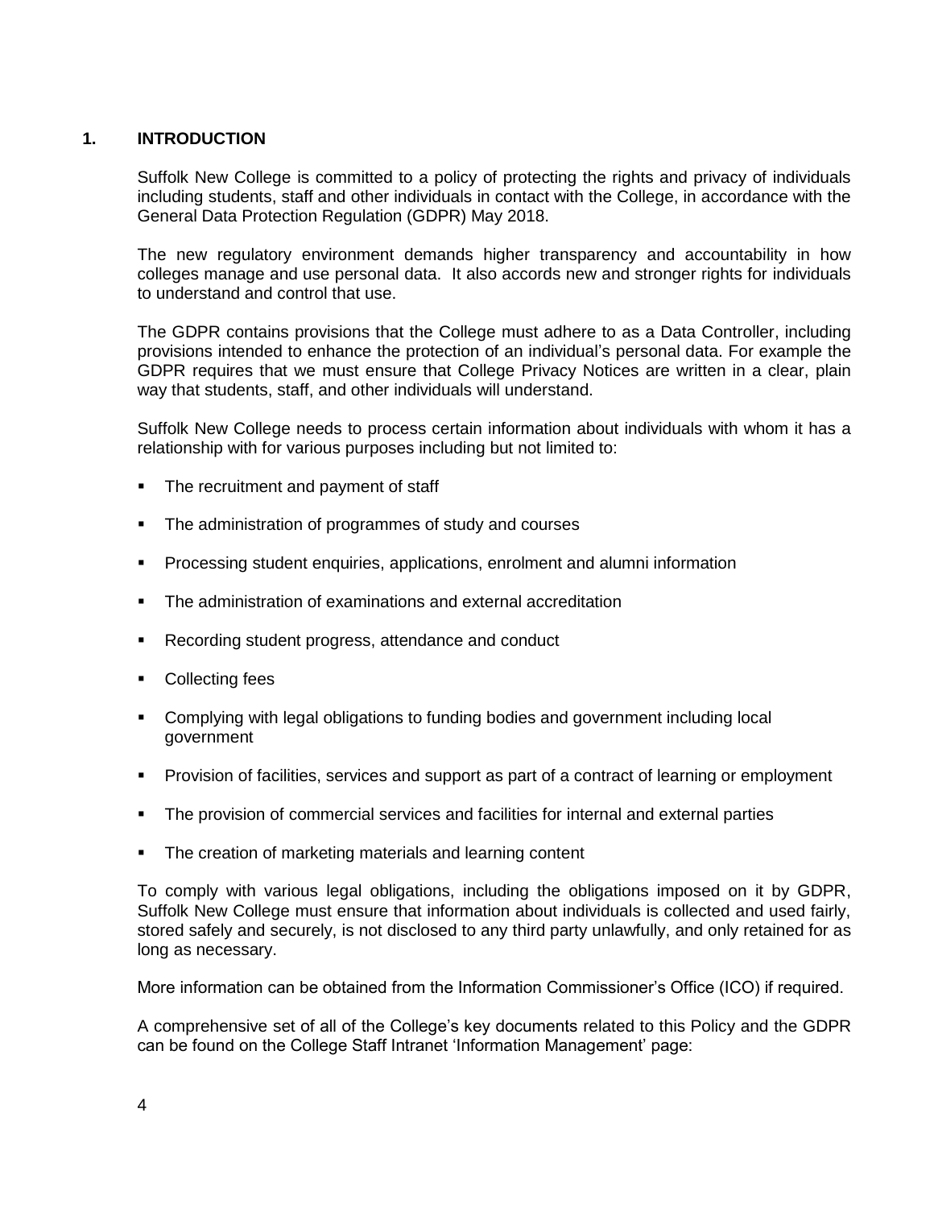## 1. INTRODUCTION

Suffolk New College is committed to a policy of protecting the rights and privacy of individuals including students, staff and other individuals in contact with the College, in accordance with the General Data Protection Regulation (GDPR) May 2018.

The new regulatory environment demands higher transparency and accountability in how colleges manage and use personal data. It also accords new and stronger rights for individuals to understand and control that use.

The GDPR contains provisions that the College must adhere to as a Data Controller, including provisions intended to enhance the protection of an individual's personal data. For example the GDPR requires that we must ensure that College Privacy Notices are written in a clear, plain way that students, staff, and other individuals will understand.

Suffolk New College needs to process certain information about individuals with whom it has a relationship with for various purposes including but not limited to:

- The recruitment and payment of staff
- The administration of programmes of study and courses
- Processing student enquiries, applications, enrolment and alumni information
- The administration of examinations and external accreditation
- Recording student progress, attendance and conduct
- Collecting fees
- Complying with legal obligations to funding bodies and government including local government
- Provision of facilities, services and support as part of a contract of learning or employment
- The provision of commercial services and facilities for internal and external parties
- The creation of marketing materials and learning content

To comply with various legal obligations, including the obligations imposed on it by GDPR, Suffolk New College must ensure that information about individuals is collected and used fairly, stored safely and securely, is not disclosed to any third party unlawfully, and only retained for as long as necessary.

More information can be obtained from the Information Commissioner's Office (ICO) if required.

A comprehensive set of all of the College's key documents related to this Policy and the GDPR can be found on the College Staff Intranet 'Information Management' page: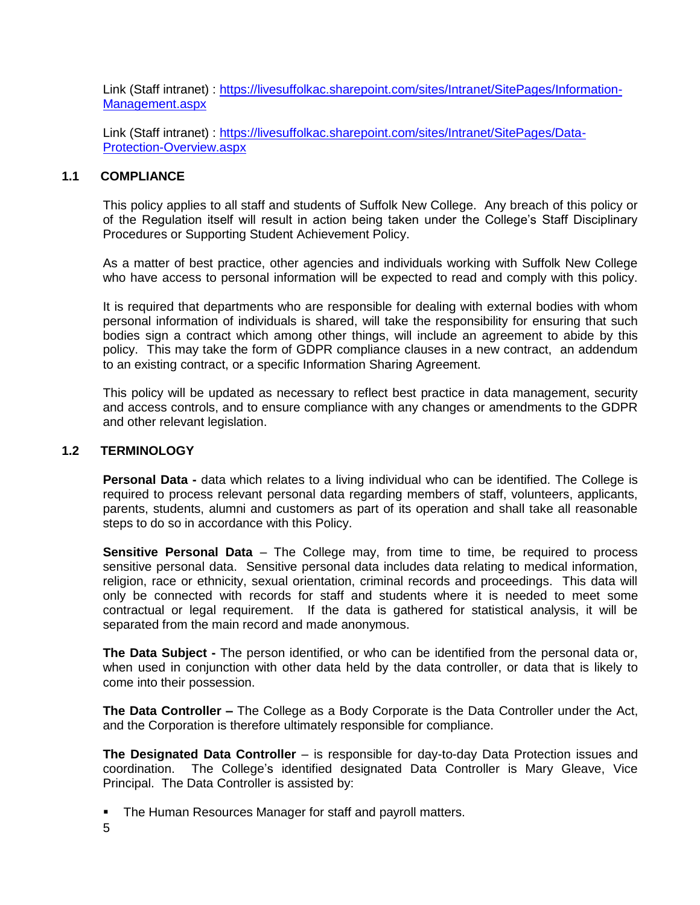Link (Staff intranet) : [https://livesuffolkac.sharepoint.com/sites/Intranet/SitePages/Information-Management.aspx](https://livesuffolkac.sharepoint.com/sites/Intranet/SitePages/Information-Management.aspx)

Link (Staff intranet) : [https://livesuffolkac.sharepoint.com/sites/Intranet/SitePages/Data-Protection-Overview.aspx](https://livesuffolkac.sharepoint.com/sites/Intranet/SitePages/Data-Protection-Overview.aspx)

## 1.1 COMPLIANCE

This policy applies to all staff and students of Suffolk New College. Any breach of this policy or of the Regulation itself will result in action being taken under the College's Staff Disciplinary Procedures or Supporting Student Achievement Policy.

As a matter of best practice, other agencies and individuals working with Suffolk New College who have access to personal information will be expected to read and comply with this policy.

It is required that departments who are responsible for dealing with external bodies with whom personal information of individuals is shared, will take the responsibility for ensuring that such bodies sign a contract which among other things, will include an agreement to abide by this policy. This may take the form of GDPR compliance clauses in a new contract, an addendum to an existing contract, or a specific Information Sharing Agreement.

This policy will be updated as necessary to reflect best practice in data management, security and access controls, and to ensure compliance with any changes or amendments to the GDPR and other relevant legislation.

## 1.2 TERMINOLOGY

**Personal Data -** data which relates to a living individual who can be identified. The College is required to process relevant personal data regarding members of staff, volunteers, applicants, parents, students, alumni and customers as part of its operation and shall take all reasonable steps to do so in accordance with this Policy.

**Sensitive Personal Data** – The College may, from time to time, be required to process sensitive personal data. Sensitive personal data includes data relating to medical information, religion, race or ethnicity, sexual orientation, criminal records and proceedings. This data will only be connected with records for staff and students where it is needed to meet some contractual or legal requirement. If the data is gathered for statistical analysis, it will be separated from the main record and made anonymous.

**The Data Subject -** The person identified, or who can be identified from the personal data or, when used in conjunction with other data held by the data controller, or data that is likely to come into their possession.

**The Data Controller –** The College as a Body Corporate is the Data Controller under the Act, and the Corporation is therefore ultimately responsible for compliance.

**The Designated Data Controller** – is responsible for day-to-day Data Protection issues and coordination. The College's identified designated Data Controller is Mary Gleave, Vice Principal. The Data Controller is assisted by:

- The Human Resources Manager for staff and payroll matters.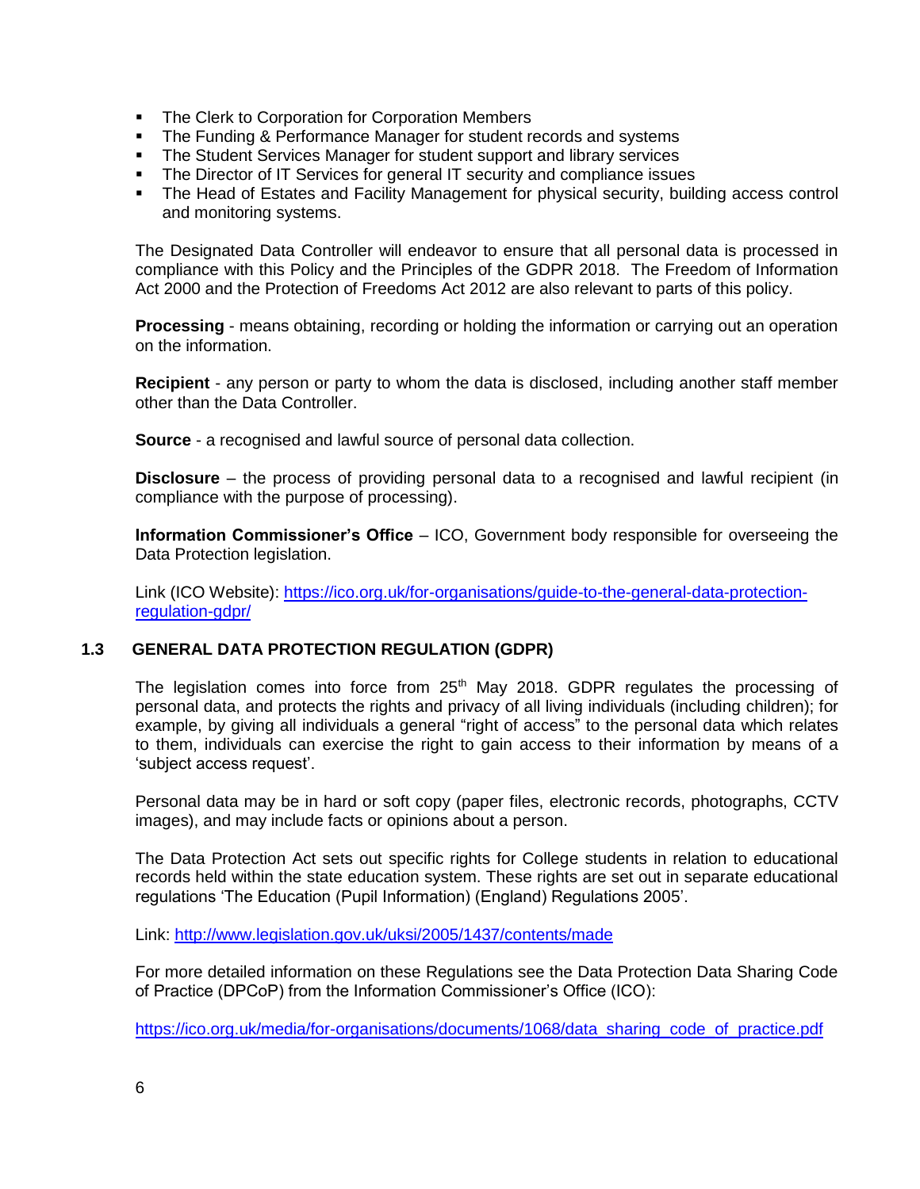- The Clerk to Corporation for Corporation Members
- The Funding & Performance Manager for student records and systems
- The Student Services Manager for student support and library services
- The Director of IT Services for general IT security and compliance issues
- The Head of Estates and Facility Management for physical security, building access control and monitoring systems.

The Designated Data Controller will endeavor to ensure that all personal data is processed in compliance with this Policy and the Principles of the GDPR 2018. The Freedom of Information Act 2000 and the Protection of Freedoms Act 2012 are also relevant to parts of this policy.

**Processing** - means obtaining, recording or holding the information or carrying out an operation on the information.

**Recipient** - any person or party to whom the data is disclosed, including another staff member other than the Data Controller.

**Source** - a recognised and lawful source of personal data collection.

**Disclosure** – the process of providing personal data to a recognised and lawful recipient (in compliance with the purpose of processing).

**Information Commissioner's Office** – ICO, Government body responsible for overseeing the Data Protection legislation.

Link (ICO Website): [https://ico.org.uk/for-organisations/guide-to-the-general-data-protection-regulation-gdpr/](https://ico.org.uk/for-organisations/guide-to-the-general-data-protection-regulation-gdpr/)

## 1.3 GENERAL DATA PROTECTION REGULATION (GDPR)

The legislation comes into force from 25th May 2018. GDPR regulates the processing of personal data, and protects the rights and privacy of all living individuals (including children); for example, by giving all individuals a general "right of access" to the personal data which relates to them, individuals can exercise the right to gain access to their information by means of a 'subject access request'.

Personal data may be in hard or soft copy (paper files, electronic records, photographs, CCTV images), and may include facts or opinions about a person.

The Data Protection Act sets out specific rights for College students in relation to educational records held within the state education system. These rights are set out in separate educational regulations 'The Education (Pupil Information) (England) Regulations 2005'.

Link: [http://www.legislation.gov.uk/uksi/2005/1437/contents/made](http://www.legislation.gov.uk/uksi/2005/1437/contents/made)

For more detailed information on these Regulations see the Data Protection Data Sharing Code of Practice (DPCoP) from the Information Commissioner's Office (ICO):

[https://ico.org.uk/media/for-organisations/documents/1068/data_sharing_code_of_practice.pdf](https://ico.org.uk/media/for-organisations/documents/1068/data_sharing_code_of_practice.pdf)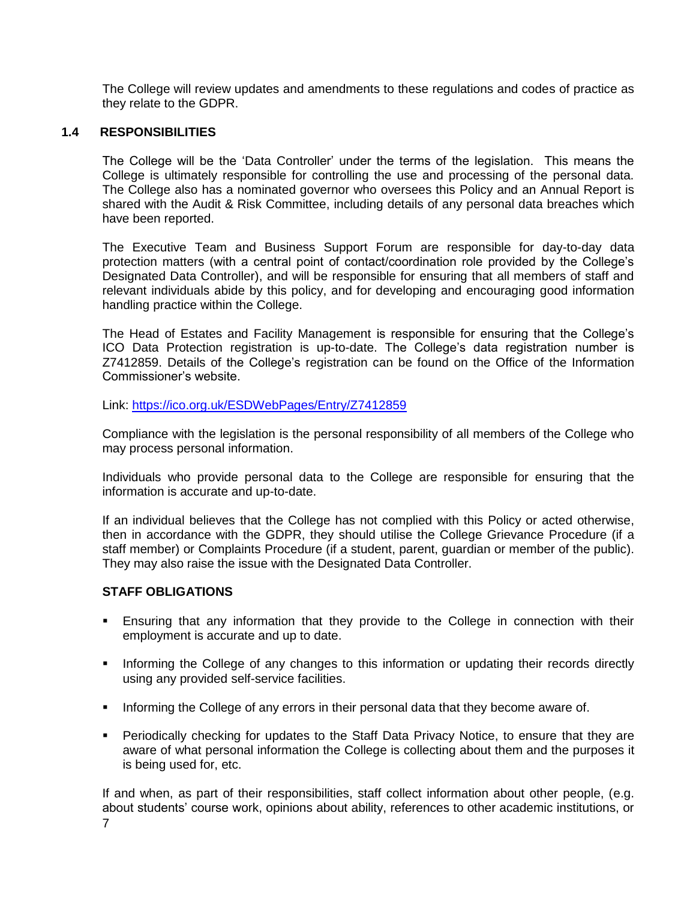The College will review updates and amendments to these regulations and codes of practice as they relate to the GDPR.

### 1.4 RESPONSIBILITIES

The College will be the 'Data Controller' under the terms of the legislation. This means the College is ultimately responsible for controlling the use and processing of the personal data. The College also has a nominated governor who oversees this Policy and an Annual Report is shared with the Audit & Risk Committee, including details of any personal data breaches which have been reported.

The Executive Team and Business Support Forum are responsible for day-to-day data protection matters (with a central point of contact/coordination role provided by the College's Designated Data Controller), and will be responsible for ensuring that all members of staff and relevant individuals abide by this policy, and for developing and encouraging good information handling practice within the College.

The Head of Estates and Facility Management is responsible for ensuring that the College's ICO Data Protection registration is up-to-date. The College's data registration number is Z7412859. Details of the College's registration can be found on the Office of the Information Commissioner's website.

Link: [https://ico.org.uk/ESDWebPages/Entry/Z7412859](https://ico.org.uk/ESDWebPages/Entry/Z7412859)

Compliance with the legislation is the personal responsibility of all members of the College who may process personal information.

Individuals who provide personal data to the College are responsible for ensuring that the information is accurate and up-to-date.

If an individual believes that the College has not complied with this Policy or acted otherwise, then in accordance with the GDPR, they should utilise the College Grievance Procedure (if a staff member) or Complaints Procedure (if a student, parent, guardian or member of the public). They may also raise the issue with the Designated Data Controller.

**STAFF OBLIGATIONS**

- Ensuring that any information that they provide to the College in connection with their employment is accurate and up to date.
- Informing the College of any changes to this information or updating their records directly using any provided self-service facilities.
- Informing the College of any errors in their personal data that they become aware of.
- Periodically checking for updates to the Staff Data Privacy Notice, to ensure that they are aware of what personal information the College is collecting about them and the purposes it is being used for, etc.

If and when, as part of their responsibilities, staff collect information about other people, (e.g. about students' course work, opinions about ability, references to other academic institutions, or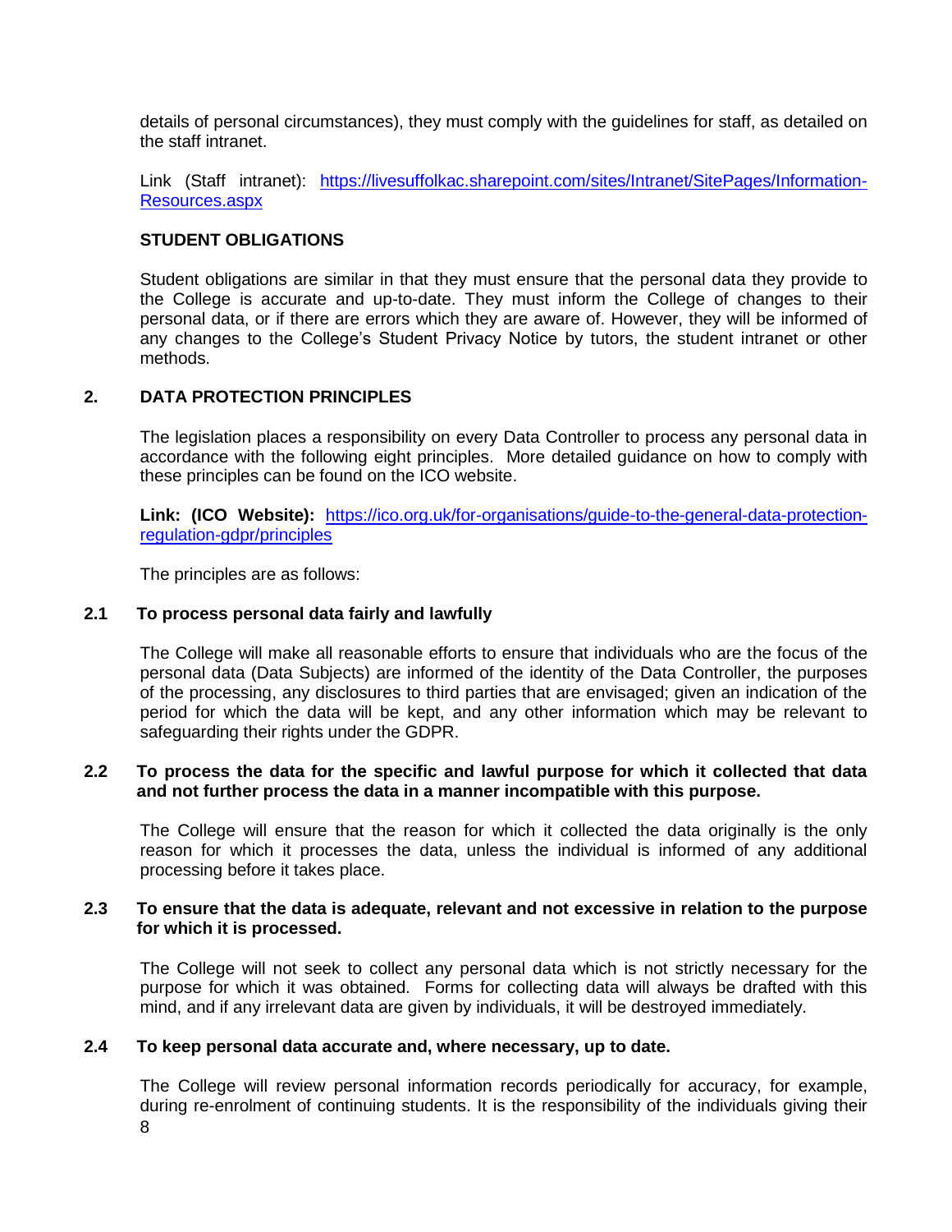details of personal circumstances), they must comply with the guidelines for staff, as detailed on the staff intranet.

Link (Staff intranet): [https://livesuffolkac.sharepoint.com/sites/Intranet/SitePages/Information-Resources.aspx](https://livesuffolkac.sharepoint.com/sites/Intranet/SitePages/Information-Resources.aspx)

**STUDENT OBLIGATIONS**

Student obligations are similar in that they must ensure that the personal data they provide to the College is accurate and up-to-date. They must inform the College of changes to their personal data, or if there are errors which they are aware of. However, they will be informed of any changes to the College's Student Privacy Notice by tutors, the student intranet or other methods.

## 2. DATA PROTECTION PRINCIPLES

The legislation places a responsibility on every Data Controller to process any personal data in accordance with the following eight principles. More detailed guidance on how to comply with these principles can be found on the ICO website.

**Link: (ICO Website):** [https://ico.org.uk/for-organisations/guide-to-the-general-data-protection-regulation-gdpr/principles](https://ico.org.uk/for-organisations/guide-to-the-general-data-protection-regulation-gdpr/principles)

The principles are as follows:

### 2.1 To process personal data fairly and lawfully

The College will make all reasonable efforts to ensure that individuals who are the focus of the personal data (Data Subjects) are informed of the identity of the Data Controller, the purposes of the processing, any disclosures to third parties that are envisaged; given an indication of the period for which the data will be kept, and any other information which may be relevant to safeguarding their rights under the GDPR.

### 2.2 To process the data for the specific and lawful purpose for which it collected that data and not further process the data in a manner incompatible with this purpose.

The College will ensure that the reason for which it collected the data originally is the only reason for which it processes the data, unless the individual is informed of any additional processing before it takes place.

### 2.3 To ensure that the data is adequate, relevant and not excessive in relation to the purpose for which it is processed.

The College will not seek to collect any personal data which is not strictly necessary for the purpose for which it was obtained. Forms for collecting data will always be drafted with this mind, and if any irrelevant data are given by individuals, it will be destroyed immediately.

### 2.4 To keep personal data accurate and, where necessary, up to date.

The College will review personal information records periodically for accuracy, for example, during re-enrolment of continuing students. It is the responsibility of the individuals giving their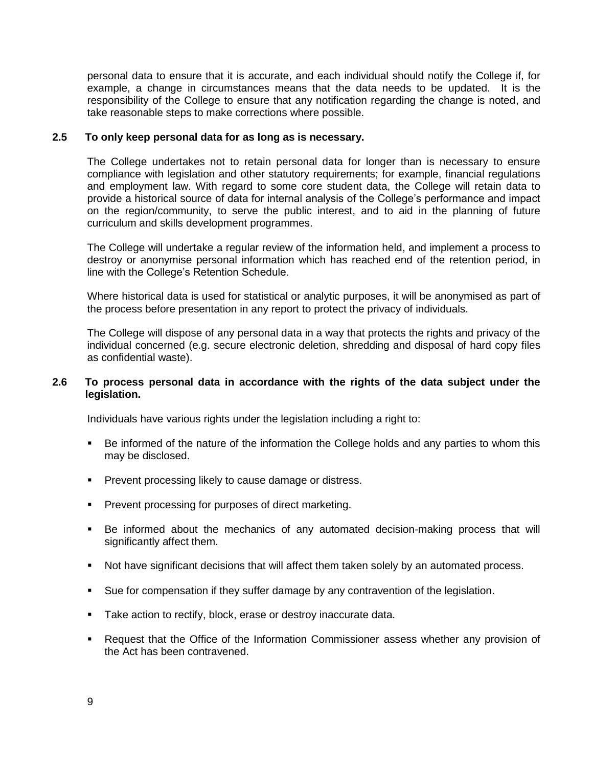personal data to ensure that it is accurate, and each individual should notify the College if, for example, a change in circumstances means that the data needs to be updated. It is the responsibility of the College to ensure that any notification regarding the change is noted, and take reasonable steps to make corrections where possible.

### 2.5 To only keep personal data for as long as is necessary.

The College undertakes not to retain personal data for longer than is necessary to ensure compliance with legislation and other statutory requirements; for example, financial regulations and employment law. With regard to some core student data, the College will retain data to provide a historical source of data for internal analysis of the College's performance and impact on the region/community, to serve the public interest, and to aid in the planning of future curriculum and skills development programmes.

The College will undertake a regular review of the information held, and implement a process to destroy or anonymise personal information which has reached end of the retention period, in line with the College's Retention Schedule.

Where historical data is used for statistical or analytic purposes, it will be anonymised as part of the process before presentation in any report to protect the privacy of individuals.

The College will dispose of any personal data in a way that protects the rights and privacy of the individual concerned (e.g. secure electronic deletion, shredding and disposal of hard copy files as confidential waste).

### 2.6 To process personal data in accordance with the rights of the data subject under the legislation.

Individuals have various rights under the legislation including a right to:

- Be informed of the nature of the information the College holds and any parties to whom this may be disclosed.
- Prevent processing likely to cause damage or distress.
- Prevent processing for purposes of direct marketing.
- Be informed about the mechanics of any automated decision-making process that will significantly affect them.
- Not have significant decisions that will affect them taken solely by an automated process.
- Sue for compensation if they suffer damage by any contravention of the legislation.
- Take action to rectify, block, erase or destroy inaccurate data.
- Request that the Office of the Information Commissioner assess whether any provision of the Act has been contravened.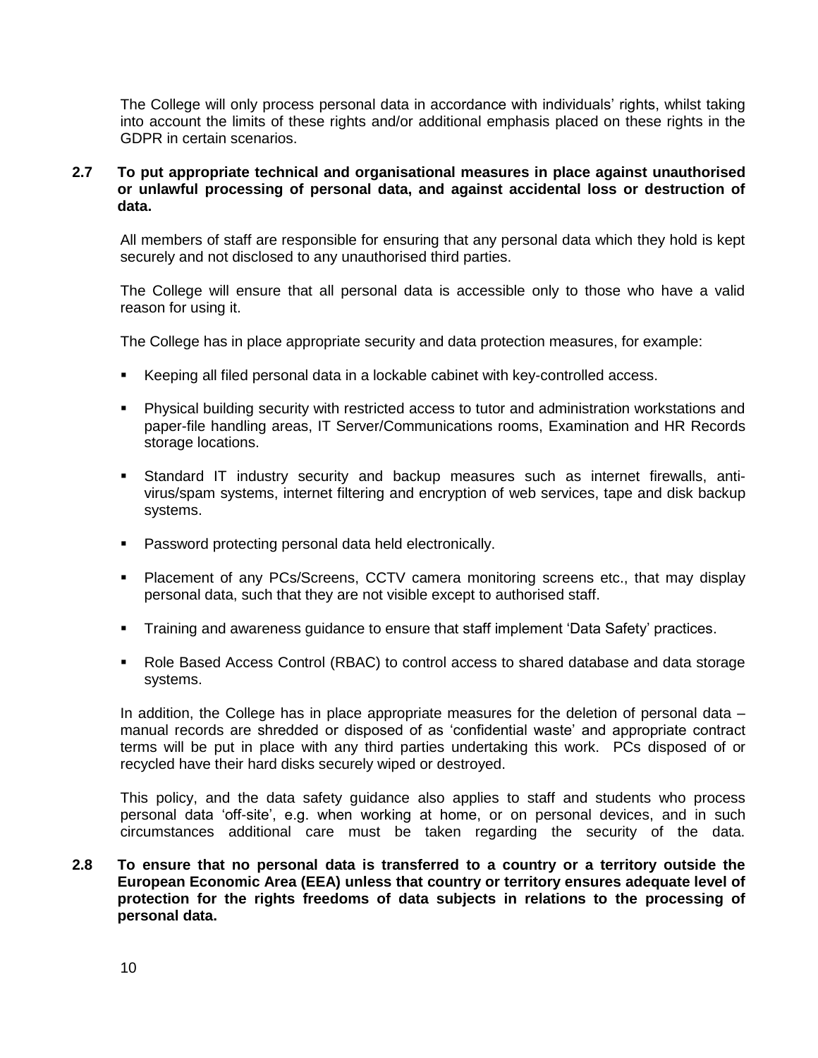The College will only process personal data in accordance with individuals' rights, whilst taking into account the limits of these rights and/or additional emphasis placed on these rights in the GDPR in certain scenarios.

**2.7 To put appropriate technical and organisational measures in place against unauthorised or unlawful processing of personal data, and against accidental loss or destruction of data.**

All members of staff are responsible for ensuring that any personal data which they hold is kept securely and not disclosed to any unauthorised third parties.

The College will ensure that all personal data is accessible only to those who have a valid reason for using it.

The College has in place appropriate security and data protection measures, for example:

- Keeping all filed personal data in a lockable cabinet with key-controlled access.
- Physical building security with restricted access to tutor and administration workstations and paper-file handling areas, IT Server/Communications rooms, Examination and HR Records storage locations.
- Standard IT industry security and backup measures such as internet firewalls, anti-virus/spam systems, internet filtering and encryption of web services, tape and disk backup systems.
- Password protecting personal data held electronically.
- Placement of any PCs/Screens, CCTV camera monitoring screens etc., that may display personal data, such that they are not visible except to authorised staff.
- Training and awareness guidance to ensure that staff implement 'Data Safety' practices.
- Role Based Access Control (RBAC) to control access to shared database and data storage systems.

In addition, the College has in place appropriate measures for the deletion of personal data – manual records are shredded or disposed of as 'confidential waste' and appropriate contract terms will be put in place with any third parties undertaking this work. PCs disposed of or recycled have their hard disks securely wiped or destroyed.

This policy, and the data safety guidance also applies to staff and students who process personal data 'off-site', e.g. when working at home, or on personal devices, and in such circumstances additional care must be taken regarding the security of the data.

**2.8 To ensure that no personal data is transferred to a country or a territory outside the European Economic Area (EEA) unless that country or territory ensures adequate level of protection for the rights freedoms of data subjects in relations to the processing of personal data.**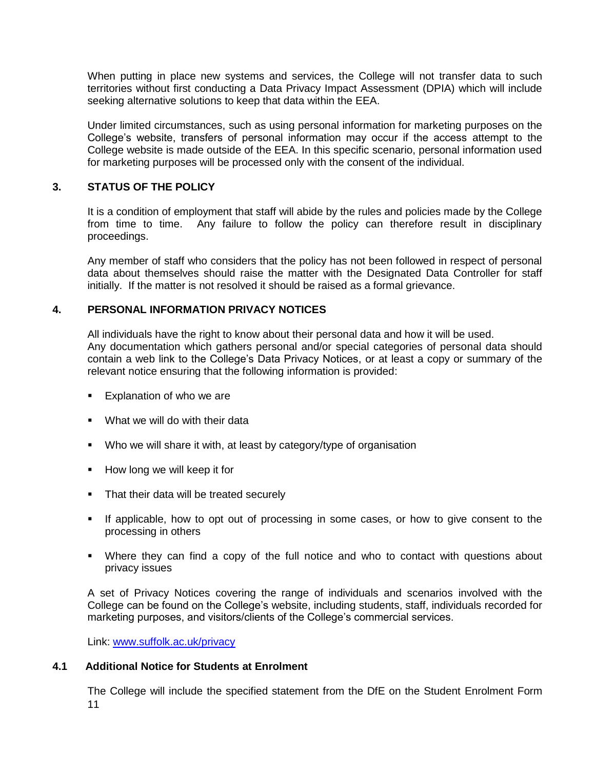When putting in place new systems and services, the College will not transfer data to such territories without first conducting a Data Privacy Impact Assessment (DPIA) which will include seeking alternative solutions to keep that data within the EEA.

Under limited circumstances, such as using personal information for marketing purposes on the College's website, transfers of personal information may occur if the access attempt to the College website is made outside of the EEA. In this specific scenario, personal information used for marketing purposes will be processed only with the consent of the individual.

## 3. STATUS OF THE POLICY

It is a condition of employment that staff will abide by the rules and policies made by the College from time to time. Any failure to follow the policy can therefore result in disciplinary proceedings.

Any member of staff who considers that the policy has not been followed in respect of personal data about themselves should raise the matter with the Designated Data Controller for staff initially. If the matter is not resolved it should be raised as a formal grievance.

## 4. PERSONAL INFORMATION PRIVACY NOTICES

All individuals have the right to know about their personal data and how it will be used.
Any documentation which gathers personal and/or special categories of personal data should contain a web link to the College's Data Privacy Notices, or at least a copy or summary of the relevant notice ensuring that the following information is provided:

- Explanation of who we are
- What we will do with their data
- Who we will share it with, at least by category/type of organisation
- How long we will keep it for
- That their data will be treated securely
- If applicable, how to opt out of processing in some cases, or how to give consent to the processing in others
- Where they can find a copy of the full notice and who to contact with questions about privacy issues

A set of Privacy Notices covering the range of individuals and scenarios involved with the College can be found on the College's website, including students, staff, individuals recorded for marketing purposes, and visitors/clients of the College's commercial services.

Link: [www.suffolk.ac.uk/privacy](www.suffolk.ac.uk/privacy)

### 4.1 Additional Notice for Students at Enrolment

The College will include the specified statement from the DfE on the Student Enrolment Form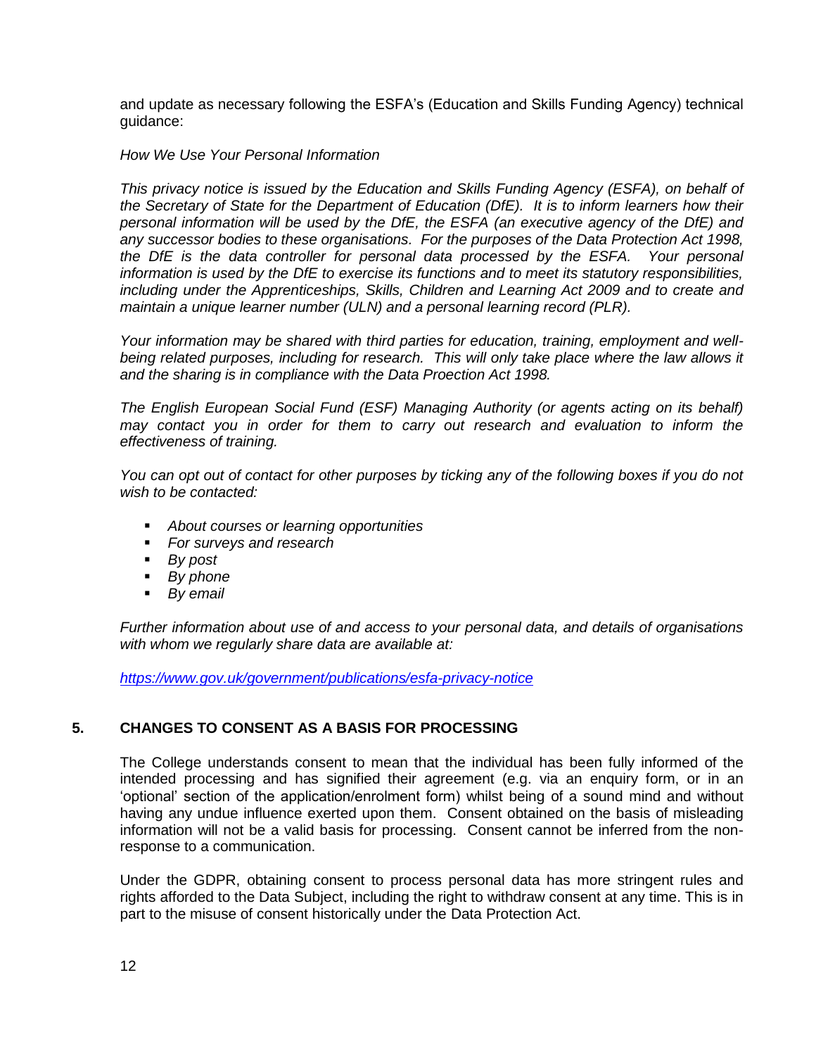and update as necessary following the ESFA's (Education and Skills Funding Agency) technical guidance:

*How We Use Your Personal Information*

*This privacy notice is issued by the Education and Skills Funding Agency (ESFA), on behalf of the Secretary of State for the Department of Education (DfE). It is to inform learners how their personal information will be used by the DfE, the ESFA (an executive agency of the DfE) and any successor bodies to these organisations. For the purposes of the Data Protection Act 1998, the DfE is the data controller for personal data processed by the ESFA. Your personal information is used by the DfE to exercise its functions and to meet its statutory responsibilities, including under the Apprenticeships, Skills, Children and Learning Act 2009 and to create and maintain a unique learner number (ULN) and a personal learning record (PLR).*

*Your information may be shared with third parties for education, training, employment and well-being related purposes, including for research. This will only take place where the law allows it and the sharing is in compliance with the Data Proection Act 1998.*

*The English European Social Fund (ESF) Managing Authority (or agents acting on its behalf) may contact you in order for them to carry out research and evaluation to inform the effectiveness of training.*

*You can opt out of contact for other purposes by ticking any of the following boxes if you do not wish to be contacted:*

- *About courses or learning opportunities*
- *For surveys and research*
- *By post*
- *By phone*
- *By email*

*Further information about use of and access to your personal data, and details of organisations with whom we regularly share data are available at:*

*https://www.gov.uk/government/publications/esfa-privacy-notice*

## 5. CHANGES TO CONSENT AS A BASIS FOR PROCESSING

The College understands consent to mean that the individual has been fully informed of the intended processing and has signified their agreement (e.g. via an enquiry form, or in an 'optional' section of the application/enrolment form) whilst being of a sound mind and without having any undue influence exerted upon them. Consent obtained on the basis of misleading information will not be a valid basis for processing. Consent cannot be inferred from the non-response to a communication.

Under the GDPR, obtaining consent to process personal data has more stringent rules and rights afforded to the Data Subject, including the right to withdraw consent at any time. This is in part to the misuse of consent historically under the Data Protection Act.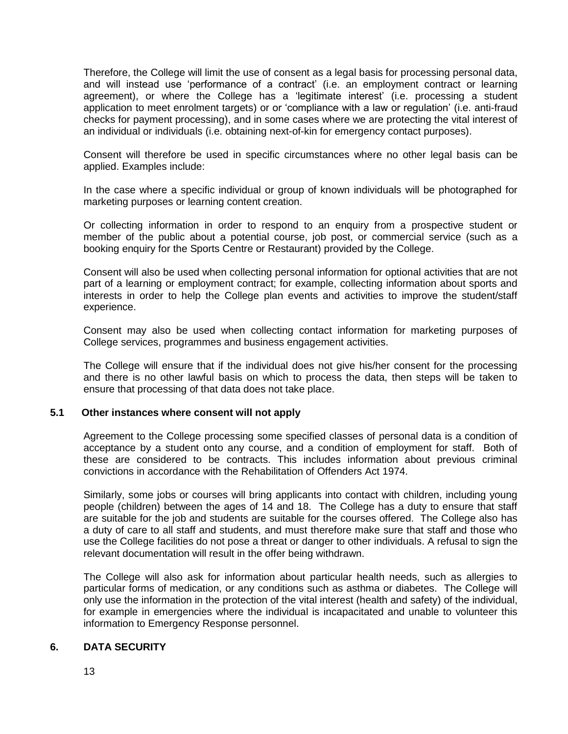Therefore, the College will limit the use of consent as a legal basis for processing personal data, and will instead use 'performance of a contract' (i.e. an employment contract or learning agreement), or where the College has a 'legitimate interest' (i.e. processing a student application to meet enrolment targets) or or 'compliance with a law or regulation' (i.e. anti-fraud checks for payment processing), and in some cases where we are protecting the vital interest of an individual or individuals (i.e. obtaining next-of-kin for emergency contact purposes).

Consent will therefore be used in specific circumstances where no other legal basis can be applied. Examples include:

In the case where a specific individual or group of known individuals will be photographed for marketing purposes or learning content creation.

Or collecting information in order to respond to an enquiry from a prospective student or member of the public about a potential course, job post, or commercial service (such as a booking enquiry for the Sports Centre or Restaurant) provided by the College.

Consent will also be used when collecting personal information for optional activities that are not part of a learning or employment contract; for example, collecting information about sports and interests in order to help the College plan events and activities to improve the student/staff experience.

Consent may also be used when collecting contact information for marketing purposes of College services, programmes and business engagement activities.

The College will ensure that if the individual does not give his/her consent for the processing and there is no other lawful basis on which to process the data, then steps will be taken to ensure that processing of that data does not take place.

### 5.1 Other instances where consent will not apply

Agreement to the College processing some specified classes of personal data is a condition of acceptance by a student onto any course, and a condition of employment for staff. Both of these are considered to be contracts. This includes information about previous criminal convictions in accordance with the Rehabilitation of Offenders Act 1974.

Similarly, some jobs or courses will bring applicants into contact with children, including young people (children) between the ages of 14 and 18. The College has a duty to ensure that staff are suitable for the job and students are suitable for the courses offered. The College also has a duty of care to all staff and students, and must therefore make sure that staff and those who use the College facilities do not pose a threat or danger to other individuals. A refusal to sign the relevant documentation will result in the offer being withdrawn.

The College will also ask for information about particular health needs, such as allergies to particular forms of medication, or any conditions such as asthma or diabetes. The College will only use the information in the protection of the vital interest (health and safety) of the individual, for example in emergencies where the individual is incapacitated and unable to volunteer this information to Emergency Response personnel.

## 6. DATA SECURITY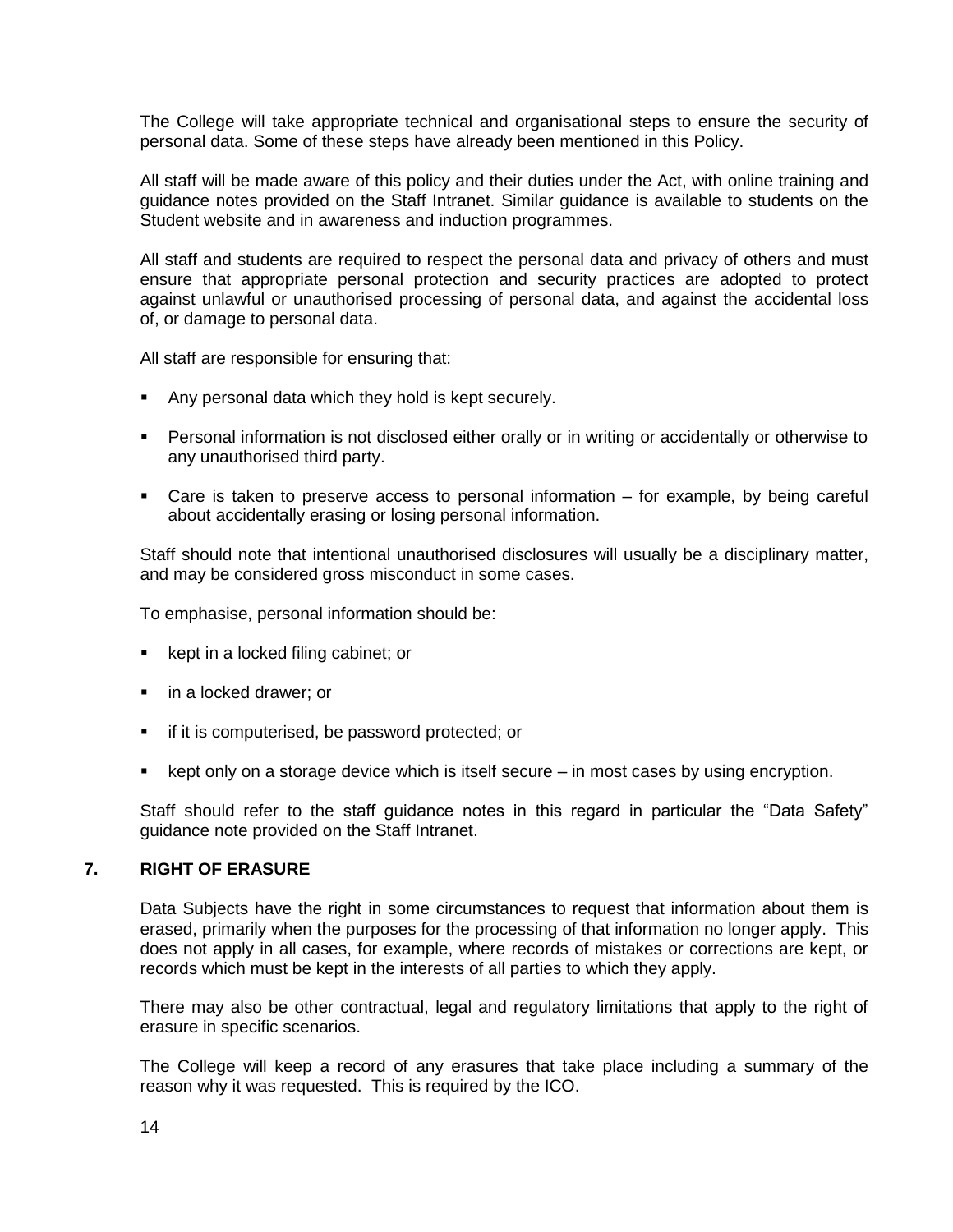The College will take appropriate technical and organisational steps to ensure the security of personal data. Some of these steps have already been mentioned in this Policy.

All staff will be made aware of this policy and their duties under the Act, with online training and guidance notes provided on the Staff Intranet. Similar guidance is available to students on the Student website and in awareness and induction programmes.

All staff and students are required to respect the personal data and privacy of others and must ensure that appropriate personal protection and security practices are adopted to protect against unlawful or unauthorised processing of personal data, and against the accidental loss of, or damage to personal data.

All staff are responsible for ensuring that:

- Any personal data which they hold is kept securely.
- Personal information is not disclosed either orally or in writing or accidentally or otherwise to any unauthorised third party.
- Care is taken to preserve access to personal information – for example, by being careful about accidentally erasing or losing personal information.

Staff should note that intentional unauthorised disclosures will usually be a disciplinary matter, and may be considered gross misconduct in some cases.

To emphasise, personal information should be:

- kept in a locked filing cabinet; or
- in a locked drawer; or
- if it is computerised, be password protected; or
- kept only on a storage device which is itself secure – in most cases by using encryption.

Staff should refer to the staff guidance notes in this regard in particular the "Data Safety" guidance note provided on the Staff Intranet.

## 7. RIGHT OF ERASURE

Data Subjects have the right in some circumstances to request that information about them is erased, primarily when the purposes for the processing of that information no longer apply. This does not apply in all cases, for example, where records of mistakes or corrections are kept, or records which must be kept in the interests of all parties to which they apply.

There may also be other contractual, legal and regulatory limitations that apply to the right of erasure in specific scenarios.

The College will keep a record of any erasures that take place including a summary of the reason why it was requested. This is required by the ICO.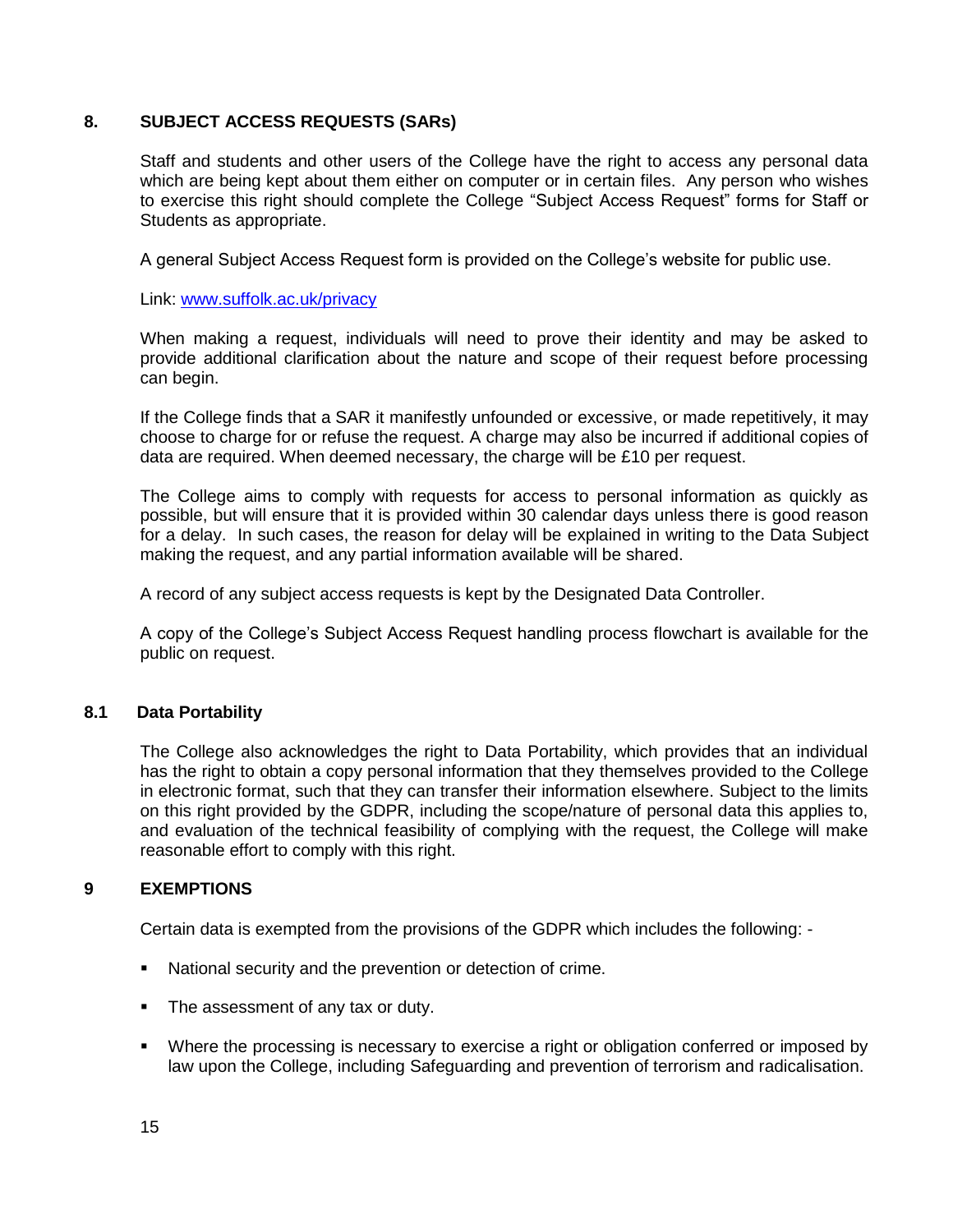## 8. SUBJECT ACCESS REQUESTS (SARs)

Staff and students and other users of the College have the right to access any personal data which are being kept about them either on computer or in certain files. Any person who wishes to exercise this right should complete the College "Subject Access Request" forms for Staff or Students as appropriate.

A general Subject Access Request form is provided on the College's website for public use.

Link: [www.suffolk.ac.uk/privacy](www.suffolk.ac.uk/privacy)

When making a request, individuals will need to prove their identity and may be asked to provide additional clarification about the nature and scope of their request before processing can begin.

If the College finds that a SAR it manifestly unfounded or excessive, or made repetitively, it may choose to charge for or refuse the request. A charge may also be incurred if additional copies of data are required. When deemed necessary, the charge will be £10 per request.

The College aims to comply with requests for access to personal information as quickly as possible, but will ensure that it is provided within 30 calendar days unless there is good reason for a delay. In such cases, the reason for delay will be explained in writing to the Data Subject making the request, and any partial information available will be shared.

A record of any subject access requests is kept by the Designated Data Controller.

A copy of the College's Subject Access Request handling process flowchart is available for the public on request.

### 8.1 Data Portability

The College also acknowledges the right to Data Portability, which provides that an individual has the right to obtain a copy personal information that they themselves provided to the College in electronic format, such that they can transfer their information elsewhere. Subject to the limits on this right provided by the GDPR, including the scope/nature of personal data this applies to, and evaluation of the technical feasibility of complying with the request, the College will make reasonable effort to comply with this right.

## 9 EXEMPTIONS

Certain data is exempted from the provisions of the GDPR which includes the following: -

- National security and the prevention or detection of crime.
- The assessment of any tax or duty.
- Where the processing is necessary to exercise a right or obligation conferred or imposed by law upon the College, including Safeguarding and prevention of terrorism and radicalisation.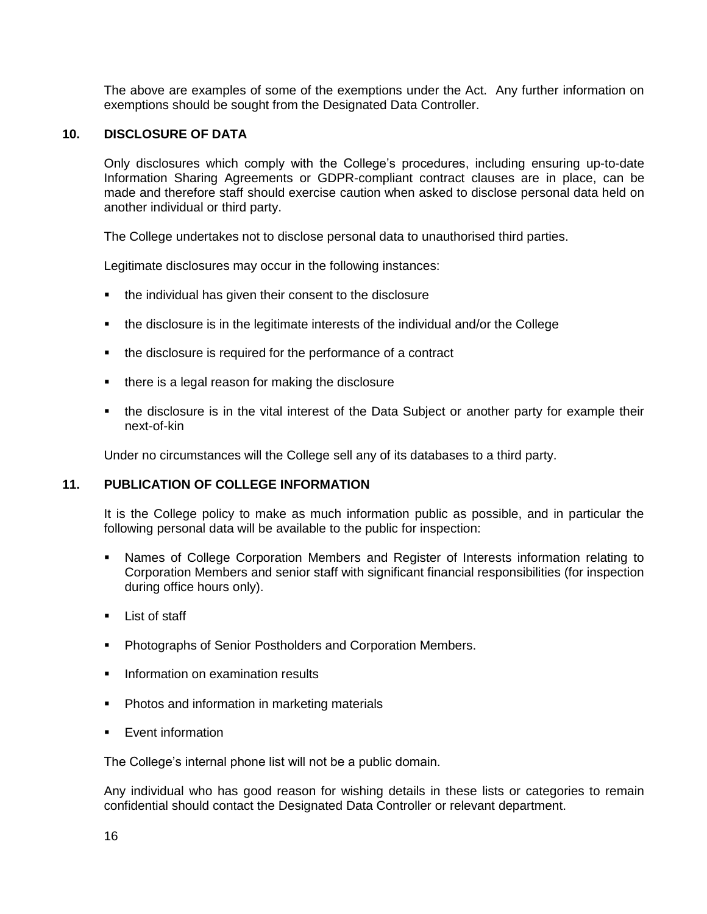The above are examples of some of the exemptions under the Act. Any further information on exemptions should be sought from the Designated Data Controller.

## 10. DISCLOSURE OF DATA

Only disclosures which comply with the College's procedures, including ensuring up-to-date Information Sharing Agreements or GDPR-compliant contract clauses are in place, can be made and therefore staff should exercise caution when asked to disclose personal data held on another individual or third party.

The College undertakes not to disclose personal data to unauthorised third parties.

Legitimate disclosures may occur in the following instances:

- the individual has given their consent to the disclosure
- the disclosure is in the legitimate interests of the individual and/or the College
- the disclosure is required for the performance of a contract
- there is a legal reason for making the disclosure
- the disclosure is in the vital interest of the Data Subject or another party for example their next-of-kin

Under no circumstances will the College sell any of its databases to a third party.

## 11. PUBLICATION OF COLLEGE INFORMATION

It is the College policy to make as much information public as possible, and in particular the following personal data will be available to the public for inspection:

- Names of College Corporation Members and Register of Interests information relating to Corporation Members and senior staff with significant financial responsibilities (for inspection during office hours only).
- List of staff
- Photographs of Senior Postholders and Corporation Members.
- Information on examination results
- Photos and information in marketing materials
- Event information

The College's internal phone list will not be a public domain.

Any individual who has good reason for wishing details in these lists or categories to remain confidential should contact the Designated Data Controller or relevant department.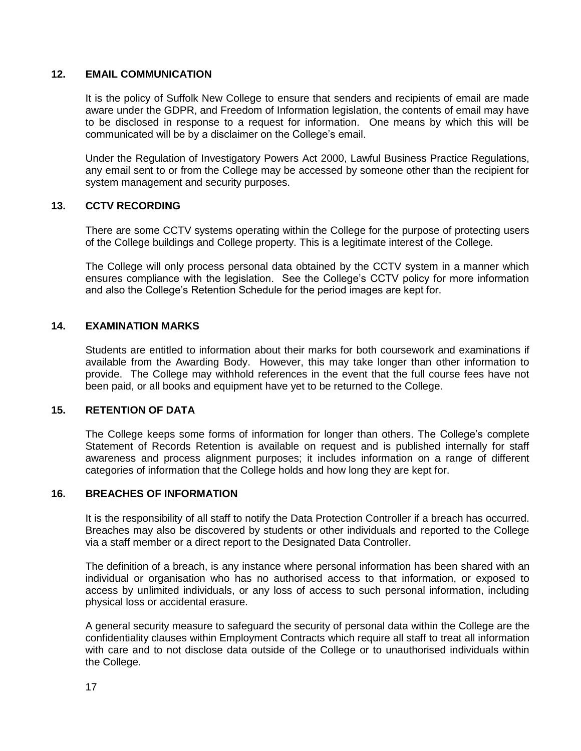## 12. EMAIL COMMUNICATION

It is the policy of Suffolk New College to ensure that senders and recipients of email are made aware under the GDPR, and Freedom of Information legislation, the contents of email may have to be disclosed in response to a request for information. One means by which this will be communicated will be by a disclaimer on the College's email.

Under the Regulation of Investigatory Powers Act 2000, Lawful Business Practice Regulations, any email sent to or from the College may be accessed by someone other than the recipient for system management and security purposes.

## 13. CCTV RECORDING

There are some CCTV systems operating within the College for the purpose of protecting users of the College buildings and College property. This is a legitimate interest of the College.

The College will only process personal data obtained by the CCTV system in a manner which ensures compliance with the legislation. See the College's CCTV policy for more information and also the College's Retention Schedule for the period images are kept for.

## 14. EXAMINATION MARKS

Students are entitled to information about their marks for both coursework and examinations if available from the Awarding Body. However, this may take longer than other information to provide. The College may withhold references in the event that the full course fees have not been paid, or all books and equipment have yet to be returned to the College.

## 15. RETENTION OF DATA

The College keeps some forms of information for longer than others. The College's complete Statement of Records Retention is available on request and is published internally for staff awareness and process alignment purposes; it includes information on a range of different categories of information that the College holds and how long they are kept for.

## 16. BREACHES OF INFORMATION

It is the responsibility of all staff to notify the Data Protection Controller if a breach has occurred. Breaches may also be discovered by students or other individuals and reported to the College via a staff member or a direct report to the Designated Data Controller.

The definition of a breach, is any instance where personal information has been shared with an individual or organisation who has no authorised access to that information, or exposed to access by unlimited individuals, or any loss of access to such personal information, including physical loss or accidental erasure.

A general security measure to safeguard the security of personal data within the College are the confidentiality clauses within Employment Contracts which require all staff to treat all information with care and to not disclose data outside of the College or to unauthorised individuals within the College.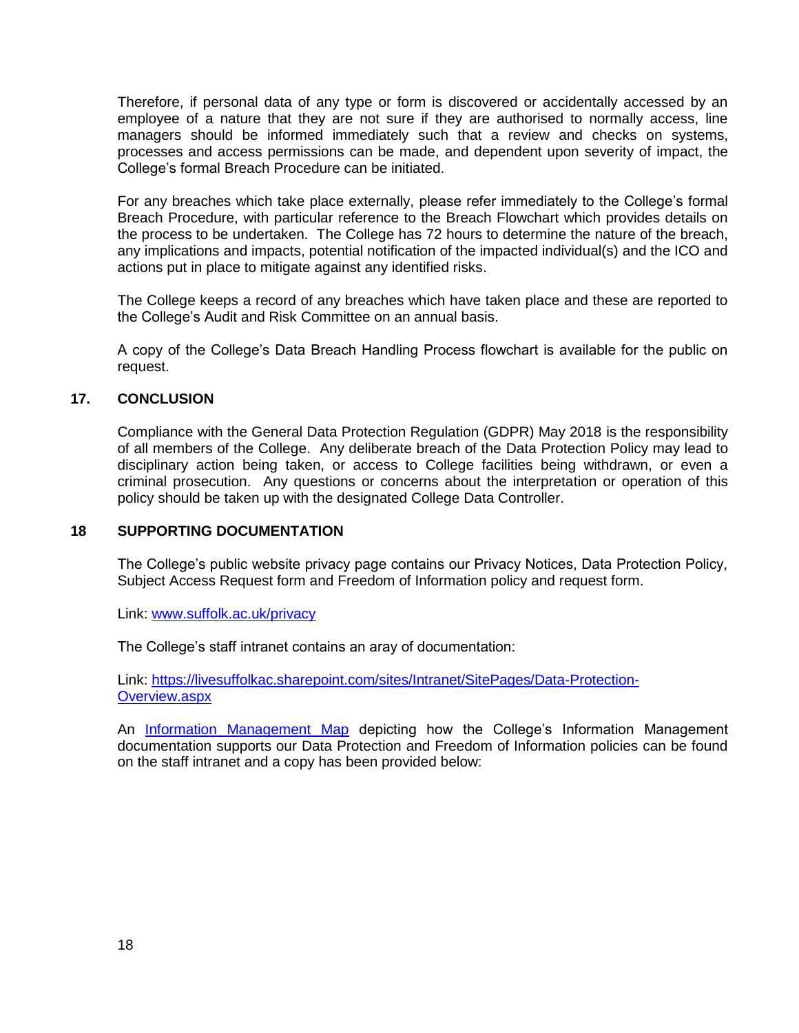Therefore, if personal data of any type or form is discovered or accidentally accessed by an employee of a nature that they are not sure if they are authorised to normally access, line managers should be informed immediately such that a review and checks on systems, processes and access permissions can be made, and dependent upon severity of impact, the College's formal Breach Procedure can be initiated.

For any breaches which take place externally, please refer immediately to the College's formal Breach Procedure, with particular reference to the Breach Flowchart which provides details on the process to be undertaken. The College has 72 hours to determine the nature of the breach, any implications and impacts, potential notification of the impacted individual(s) and the ICO and actions put in place to mitigate against any identified risks.

The College keeps a record of any breaches which have taken place and these are reported to the College's Audit and Risk Committee on an annual basis.

A copy of the College's Data Breach Handling Process flowchart is available for the public on request.

## 17. CONCLUSION

Compliance with the General Data Protection Regulation (GDPR) May 2018 is the responsibility of all members of the College. Any deliberate breach of the Data Protection Policy may lead to disciplinary action being taken, or access to College facilities being withdrawn, or even a criminal prosecution. Any questions or concerns about the interpretation or operation of this policy should be taken up with the designated College Data Controller.

## 18 SUPPORTING DOCUMENTATION

The College's public website privacy page contains our Privacy Notices, Data Protection Policy, Subject Access Request form and Freedom of Information policy and request form.

Link: [www.suffolk.ac.uk/privacy](www.suffolk.ac.uk/privacy)

The College's staff intranet contains an aray of documentation:

Link: [https://livesuffolkac.sharepoint.com/sites/Intranet/SitePages/Data-Protection-Overview.aspx](https://livesuffolkac.sharepoint.com/sites/Intranet/SitePages/Data-Protection-Overview.aspx)

An [Information Management Map]() depicting how the College's Information Management documentation supports our Data Protection and Freedom of Information policies can be found on the staff intranet and a copy has been provided below: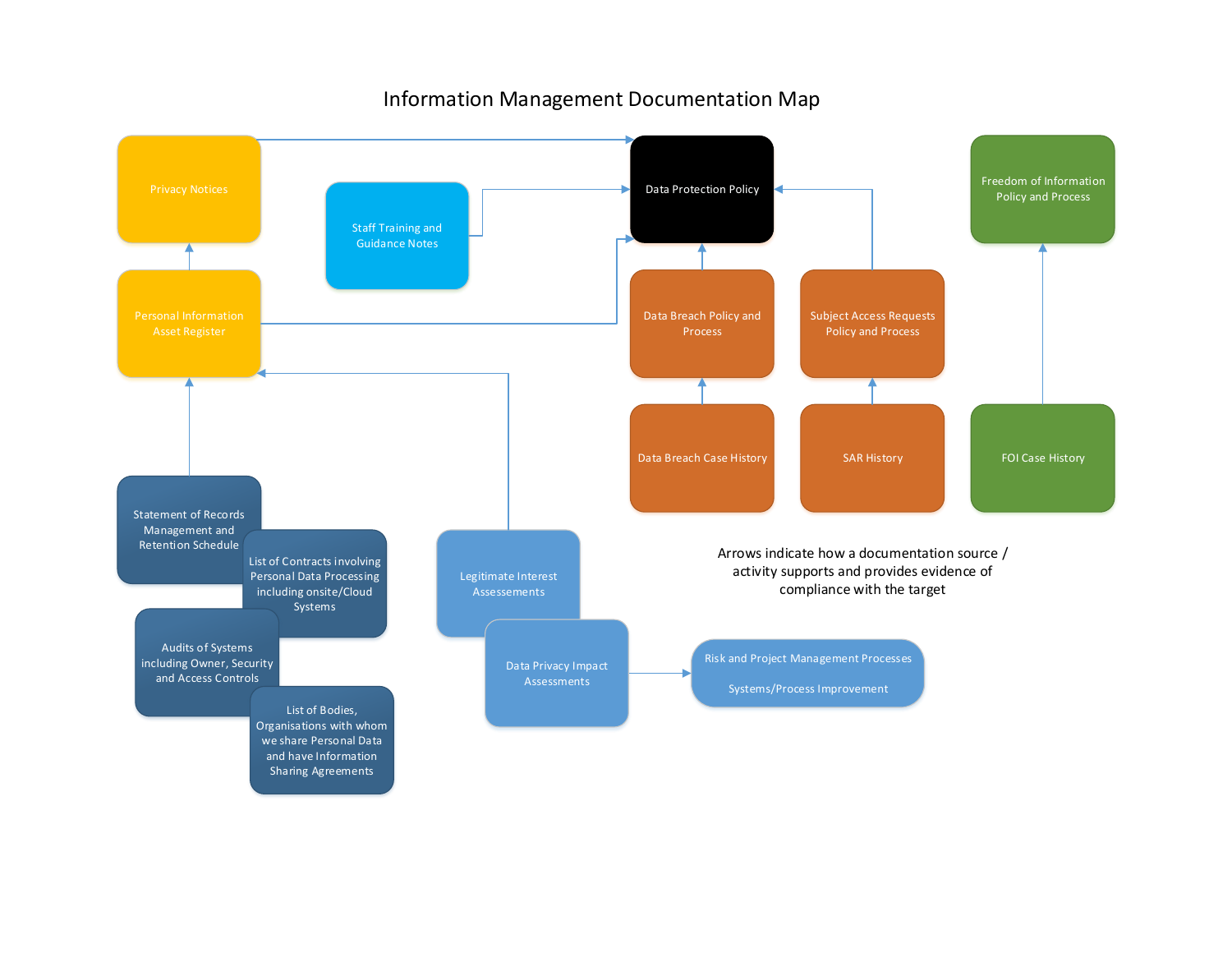# Information Management Documentation Map

Privacy Notices

Staff Training and Guidance Notes

Data Protection Policy

Freedom of Information Policy and Process

Personal Information Asset Register

Data Breach Policy and Process

Subject Access Requests Policy and Process

Data Breach Case History

SAR History

FOI Case History

Statement of Records Management and Retention Schedule

List of Contracts involving Personal Data Processing including onsite/Cloud Systems

Audits of Systems including Owner, Security and Access Controls

List of Bodies, Organisations with whom we share Personal Data and have Information Sharing Agreements

Legitimate Interest Assessements

Data Privacy Impact Assessments

Risk and Project Management Processes

Systems/Process Improvement

Arrows indicate how a documentation source / activity supports and provides evidence of compliance with the target